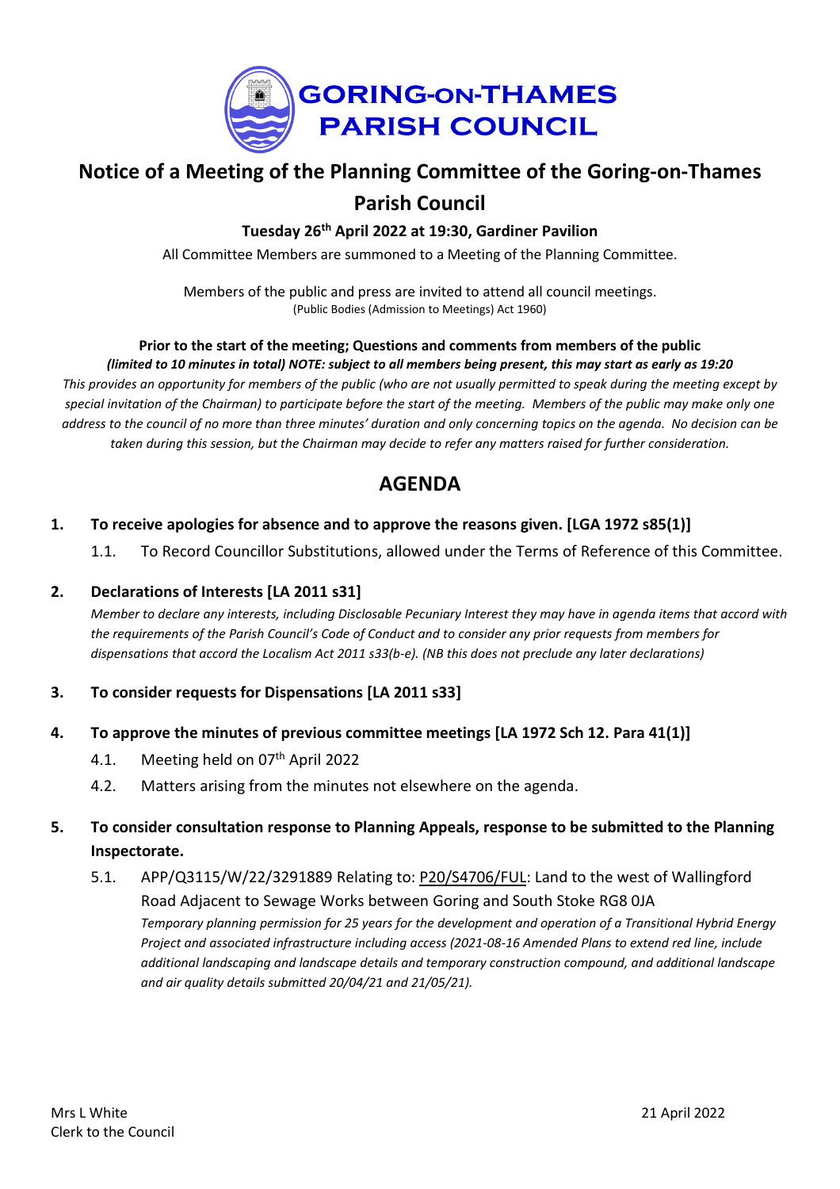# GORING-ON-THAMES PARISH COUNCIL

## Notice of a Meeting of the Planning Committee of the Goring-on-Thames Parish Council

**Tuesday 26th April 2022 at 19:30, Gardiner Pavilion**

All Committee Members are summoned to a Meeting of the Planning Committee.

Members of the public and press are invited to attend all council meetings.
(Public Bodies (Admission to Meetings) Act 1960)

**Prior to the start of the meeting; Questions and comments from members of the public**
***(limited to 10 minutes in total) NOTE: subject to all members being present, this may start as early as 19:20***
*This provides an opportunity for members of the public (who are not usually permitted to speak during the meeting except by special invitation of the Chairman) to participate before the start of the meeting. Members of the public may make only one address to the council of no more than three minutes' duration and only concerning topics on the agenda. No decision can be taken during this session, but the Chairman may decide to refer any matters raised for further consideration.*

## AGENDA

1. **To receive apologies for absence and to approve the reasons given. [LGA 1972 s85(1)]**
   1.1. To Record Councillor Substitutions, allowed under the Terms of Reference of this Committee.

2. **Declarations of Interests [LA 2011 s31]**
   *Member to declare any interests, including Disclosable Pecuniary Interest they may have in agenda items that accord with the requirements of the Parish Council's Code of Conduct and to consider any prior requests from members for dispensations that accord the Localism Act 2011 s33(b-e). (NB this does not preclude any later declarations)*

3. **To consider requests for Dispensations [LA 2011 s33]**

4. **To approve the minutes of previous committee meetings [LA 1972 Sch 12. Para 41(1)]**
   4.1. Meeting held on 07th April 2022
   4.2. Matters arising from the minutes not elsewhere on the agenda.

5. **To consider consultation response to Planning Appeals, response to be submitted to the Planning Inspectorate.**
   5.1. APP/Q3115/W/22/3291889 Relating to: P20/S4706/FUL: Land to the west of Wallingford Road Adjacent to Sewage Works between Goring and South Stoke RG8 0JA
   *Temporary planning permission for 25 years for the development and operation of a Transitional Hybrid Energy Project and associated infrastructure including access (2021-08-16 Amended Plans to extend red line, include additional landscaping and landscape details and temporary construction compound, and additional landscape and air quality details submitted 20/04/21 and 21/05/21).*

Mrs L White
Clerk to the Council

21 April 2022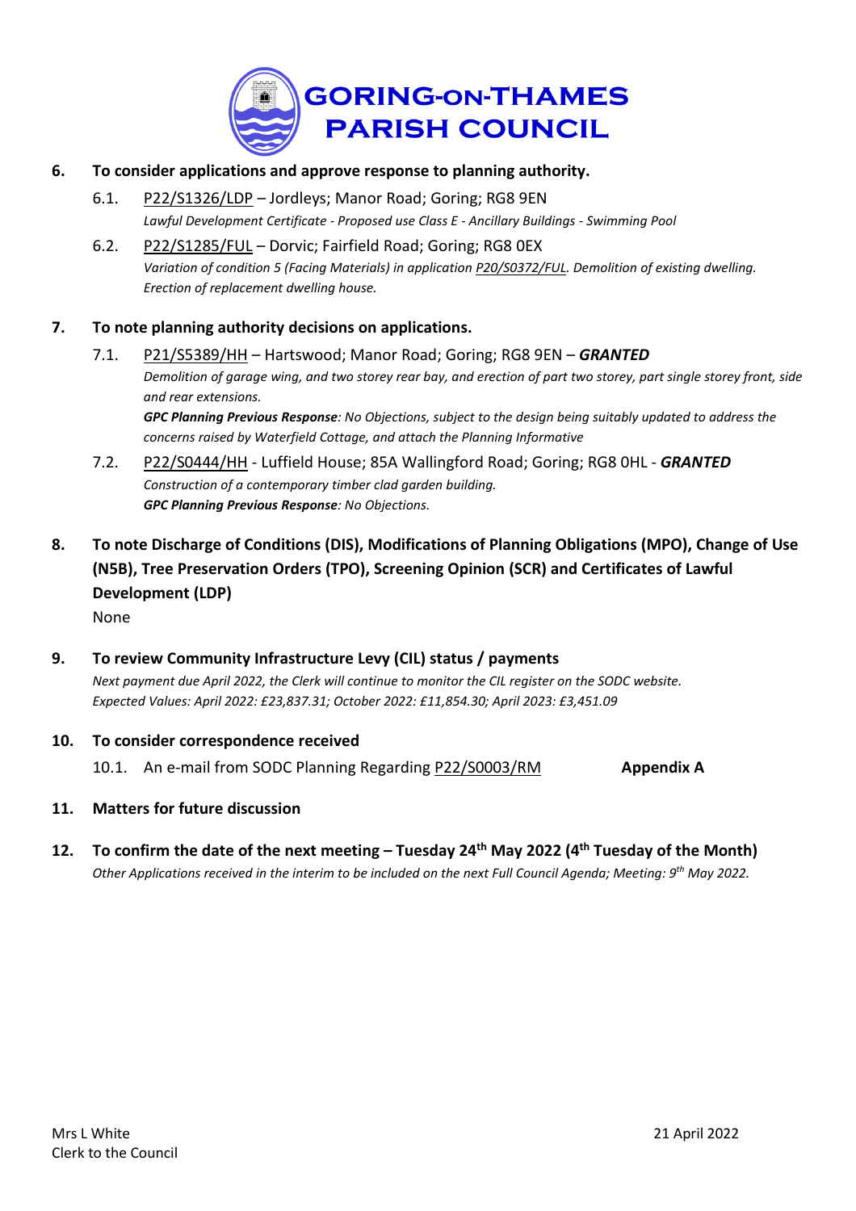# GORING-ON-THAMES PARISH COUNCIL

**6. To consider applications and approve response to planning authority.**

6.1. P22/S1326/LDP – Jordleys; Manor Road; Goring; RG8 9EN
*Lawful Development Certificate - Proposed use Class E - Ancillary Buildings - Swimming Pool*

6.2. P22/S1285/FUL – Dorvic; Fairfield Road; Goring; RG8 0EX
*Variation of condition 5 (Facing Materials) in application P20/S0372/FUL. Demolition of existing dwelling. Erection of replacement dwelling house.*

**7. To note planning authority decisions on applications.**

7.1. P21/S5389/HH – Hartswood; Manor Road; Goring; RG8 9EN – ***GRANTED***
*Demolition of garage wing, and two storey rear bay, and erection of part two storey, part single storey front, side and rear extensions.*
***GPC Planning Previous Response****: No Objections, subject to the design being suitably updated to address the concerns raised by Waterfield Cottage, and attach the Planning Informative*

7.2. P22/S0444/HH - Luffield House; 85A Wallingford Road; Goring; RG8 0HL - ***GRANTED***
*Construction of a contemporary timber clad garden building.*
***GPC Planning Previous Response****: No Objections.*

**8. To note Discharge of Conditions (DIS), Modifications of Planning Obligations (MPO), Change of Use (N5B), Tree Preservation Orders (TPO), Screening Opinion (SCR) and Certificates of Lawful Development (LDP)**

None

**9. To review Community Infrastructure Levy (CIL) status / payments**

*Next payment due April 2022, the Clerk will continue to monitor the CIL register on the SODC website.*
*Expected Values: April 2022: £23,837.31; October 2022: £11,854.30; April 2023: £3,451.09*

**10. To consider correspondence received**

10.1. An e-mail from SODC Planning Regarding P22/S0003/RM **Appendix A**

**11. Matters for future discussion**

**12. To confirm the date of the next meeting – Tuesday 24th May 2022 (4th Tuesday of the Month)**

*Other Applications received in the interim to be included on the next Full Council Agenda; Meeting: 9th May 2022.*

Mrs L White
Clerk to the Council

21 April 2022